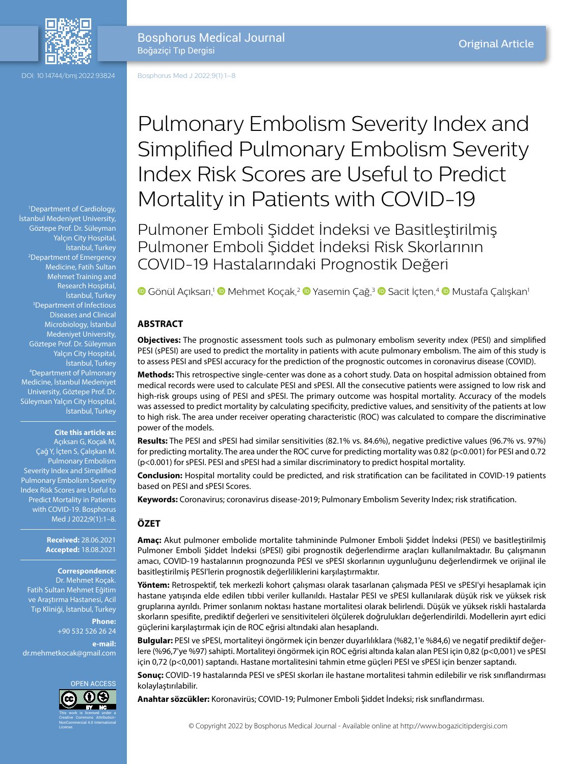# Pulmonary Embolism Severity Index and Simplified Pulmonary Embolism Severity Index Risk Scores are Useful to Predict Mortality in Patients with COVID-19

## Pulmoner Emboli Şiddet İndeksi ve Basitleştirilmiş Pulmoner Emboli Şiddet İndeksi Risk Skorlarının COVID-19 Hastalarındaki Prognostik Değeri

Gönül Açıksarı,[1] Mehmet Koçak,[2] Yasemin Çağ,[3] Sacit İçten,[4] Mustafa Çalışkan[1]

[1]Department of Cardiology, İstanbul Medeniyet University, Göztepe Prof. Dr. Süleyman Yalçın City Hospital, İstanbul, Turkey

[2]Department of Emergency Medicine, Fatih Sultan Mehmet Training and Research Hospital, İstanbul, Turkey

[3]Department of Infectious Diseases and Clinical Microbiology, İstanbul Medeniyet University, Göztepe Prof. Dr. Süleyman Yalçın City Hospital, İstanbul, Turkey

[4]Department of Pulmonary Medicine, İstanbul Medeniyet University, Göztepe Prof. Dr. Süleyman Yalçın City Hospital, İstanbul, Turkey

**Cite this article as:** Açıksarı G, Koçak M, Çağ Y, İçten S, Çalışkan M. Pulmonary Embolism Severity Index and Simplified Pulmonary Embolism Severity Index Risk Scores are Useful to Predict Mortality in Patients with COVID-19. Bosphorus Med J 2022;9(1):1–8.

**Received:** 28.06.2021
**Accepted:** 18.08.2021

**Correspondence:** Dr. Mehmet Koçak. Fatih Sultan Mehmet Eğitim ve Araştırma Hastanesi, Acil Tıp Kliniği, İstanbul, Turkey

**Phone:** +90 532 526 26 24

**e-mail:** dr.mehmetkocak@gmail.com

OPEN ACCESS

This work is licensed under a Creative Commons Attribution-NonCommercial 4.0 International License.

## ABSTRACT

**Objectives:** The prognostic assessment tools such as pulmonary embolism severity ındex (PESI) and simplified PESI (sPESI) are used to predict the mortality in patients with acute pulmonary embolism. The aim of this study is to assess PESI and sPESI accuracy for the prediction of the prognostic outcomes in coronavirus disease (COVID).

**Methods:** This retrospective single-center was done as a cohort study. Data on hospital admission obtained from medical records were used to calculate PESI and sPESI. All the consecutive patients were assigned to low risk and high-risk groups using of PESI and sPESI. The primary outcome was hospital mortality. Accuracy of the models was assessed to predict mortality by calculating specificity, predictive values, and sensitivity of the patients at low to high risk. The area under receiver operating characteristic (ROC) was calculated to compare the discriminative power of the models.

**Results:** The PESI and sPESI had similar sensitivities (82.1% vs. 84.6%), negative predictive values (96.7% vs. 97%) for predicting mortality. The area under the ROC curve for predicting mortality was 0.82 (p<0.001) for PESI and 0.72 (p<0.001) for sPESI. PESI and sPESI had a similar discriminatory to predict hospital mortality.

**Conclusion:** Hospital mortality could be predicted, and risk stratification can be facilitated in COVID-19 patients based on PESI and sPESI Scores.

**Keywords:** Coronavirus; coronavirus disease-2019; Pulmonary Embolism Severity Index; risk stratification.

## ÖZET

**Amaç:** Akut pulmoner embolide mortalite tahmininde Pulmoner Emboli Şiddet İndeksi (PESI) ve basitleştirilmiş Pulmoner Emboli Şiddet İndeksi (sPESI) gibi prognostik değerlendirme araçları kullanılmaktadır. Bu çalışmanın amacı, COVID-19 hastalarının prognozunda PESI ve sPESI skorlarının uygunluğunu değerlendirmek ve orijinal ile basitleştirilmiş PESI'lerin prognostik değerliliklerini karşılaştırmaktır.

**Yöntem:** Retrospektif, tek merkezli kohort çalışması olarak tasarlanan çalışmada PESI ve sPESI'yi hesaplamak için hastane yatışında elde edilen tıbbi veriler kullanıldı. Hastalar PESI ve sPESI kullanılarak düşük risk ve yüksek risk gruplarına ayrıldı. Primer sonlanım noktası hastane mortalitesi olarak belirlendi. Düşük ve yüksek riskli hastalarda skorların spesifite, prediktif değerleri ve sensitiviteleri ölçülerek doğrulukları değerlendirildi. Modellerin ayırt edici güçlerini karşılaştırmak için de ROC eğrisi altındaki alan hesaplandı.

**Bulgular:** PESI ve sPESI, mortaliteyi öngörmek için benzer duyarlılıklara (%82,1'e %84,6) ve negatif prediktif değerlere (%96,7'ye %97) sahipti. Mortaliteyi öngörmek için ROC eğrisi altında kalan alan PESI için 0,82 (p<0,001) ve sPESI için 0,72 (p<0,001) saptandı. Hastane mortalitesini tahmin etme güçleri PESI ve sPESI için benzer saptandı.

**Sonuç:** COVID-19 hastalarında PESI ve sPESI skorları ile hastane mortalitesi tahmin edilebilir ve risk sınıflandırması kolaylaştırılabilir.

**Anahtar sözcükler:** Koronavirüs; COVID-19; Pulmoner Emboli Şiddet İndeksi; risk sınıflandırması.

© Copyright 2022 by Bosphorus Medical Journal - Available online at http://www.bogazicitipdergisi.com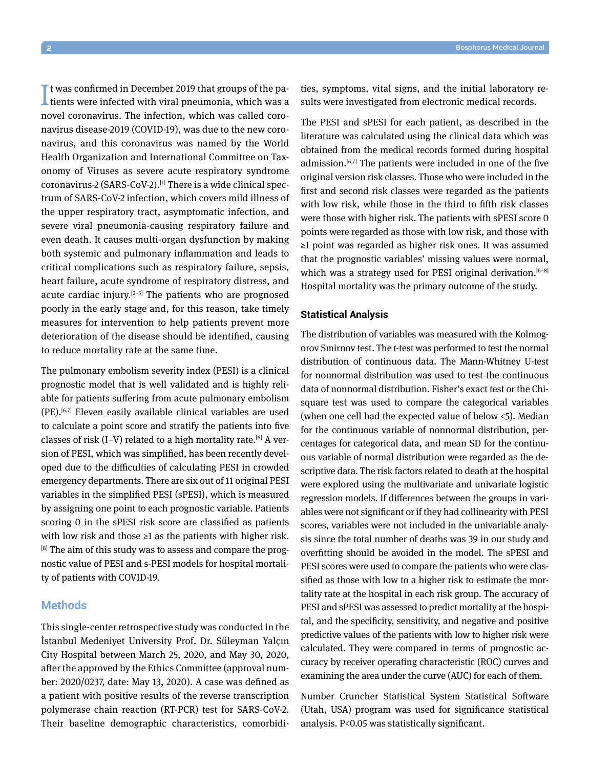It was confirmed in December 2019 that groups of the patients were infected with viral pneumonia, which was a novel coronavirus. The infection, which was called coronavirus disease-2019 (COVID-19), was due to the new coronavirus, and this coronavirus was named by the World Health Organization and International Committee on Taxonomy of Viruses as severe acute respiratory syndrome coronavirus-2 (SARS-CoV-2).[1] There is a wide clinical spectrum of SARS-CoV-2 infection, which covers mild illness of the upper respiratory tract, asymptomatic infection, and severe viral pneumonia-causing respiratory failure and even death. It causes multi-organ dysfunction by making both systemic and pulmonary inflammation and leads to critical complications such as respiratory failure, sepsis, heart failure, acute syndrome of respiratory distress, and acute cardiac injury.[2–5] The patients who are prognosed poorly in the early stage and, for this reason, take timely measures for intervention to help patients prevent more deterioration of the disease should be identified, causing to reduce mortality rate at the same time.

The pulmonary embolism severity index (PESI) is a clinical prognostic model that is well validated and is highly reliable for patients suffering from acute pulmonary embolism (PE).[6,7] Eleven easily available clinical variables are used to calculate a point score and stratify the patients into five classes of risk (I–V) related to a high mortality rate.[6] A version of PESI, which was simplified, has been recently developed due to the difficulties of calculating PESI in crowded emergency departments. There are six out of 11 original PESI variables in the simplified PESI (sPESI), which is measured by assigning one point to each prognostic variable. Patients scoring 0 in the sPESI risk score are classified as patients with low risk and those ≥1 as the patients with higher risk.[8] The aim of this study was to assess and compare the prognostic value of PESI and s-PESI models for hospital mortality of patients with COVID-19.

## Methods

This single-center retrospective study was conducted in the İstanbul Medeniyet University Prof. Dr. Süleyman Yalçın City Hospital between March 25, 2020, and May 30, 2020, after the approved by the Ethics Committee (approval number: 2020/0237, date: May 13, 2020). A case was defined as a patient with positive results of the reverse transcription polymerase chain reaction (RT-PCR) test for SARS-CoV-2. Their baseline demographic characteristics, comorbidities, symptoms, vital signs, and the initial laboratory results were investigated from electronic medical records.

The PESI and sPESI for each patient, as described in the literature was calculated using the clinical data which was obtained from the medical records formed during hospital admission.[6,7] The patients were included in one of the five original version risk classes. Those who were included in the first and second risk classes were regarded as the patients with low risk, while those in the third to fifth risk classes were those with higher risk. The patients with sPESI score 0 points were regarded as those with low risk, and those with ≥1 point was regarded as higher risk ones. It was assumed that the prognostic variables' missing values were normal, which was a strategy used for PESI original derivation.[6–8] Hospital mortality was the primary outcome of the study.

### Statistical Analysis

The distribution of variables was measured with the Kolmogorov Smirnov test. The t-test was performed to test the normal distribution of continuous data. The Mann-Whitney U-test for nonnormal distribution was used to test the continuous data of nonnormal distribution. Fisher's exact test or the Chi-square test was used to compare the categorical variables (when one cell had the expected value of below <5). Median for the continuous variable of nonnormal distribution, percentages for categorical data, and mean SD for the continuous variable of normal distribution were regarded as the descriptive data. The risk factors related to death at the hospital were explored using the multivariate and univariate logistic regression models. If differences between the groups in variables were not significant or if they had collinearity with PESI scores, variables were not included in the univariable analysis since the total number of deaths was 39 in our study and overfitting should be avoided in the model. The sPESI and PESI scores were used to compare the patients who were classified as those with low to a higher risk to estimate the mortality rate at the hospital in each risk group. The accuracy of PESI and sPESI was assessed to predict mortality at the hospital, and the specificity, sensitivity, and negative and positive predictive values of the patients with low to higher risk were calculated. They were compared in terms of prognostic accuracy by receiver operating characteristic (ROC) curves and examining the area under the curve (AUC) for each of them.

Number Cruncher Statistical System Statistical Software (Utah, USA) program was used for significance statistical analysis. $P<0.05$ was statistically significant.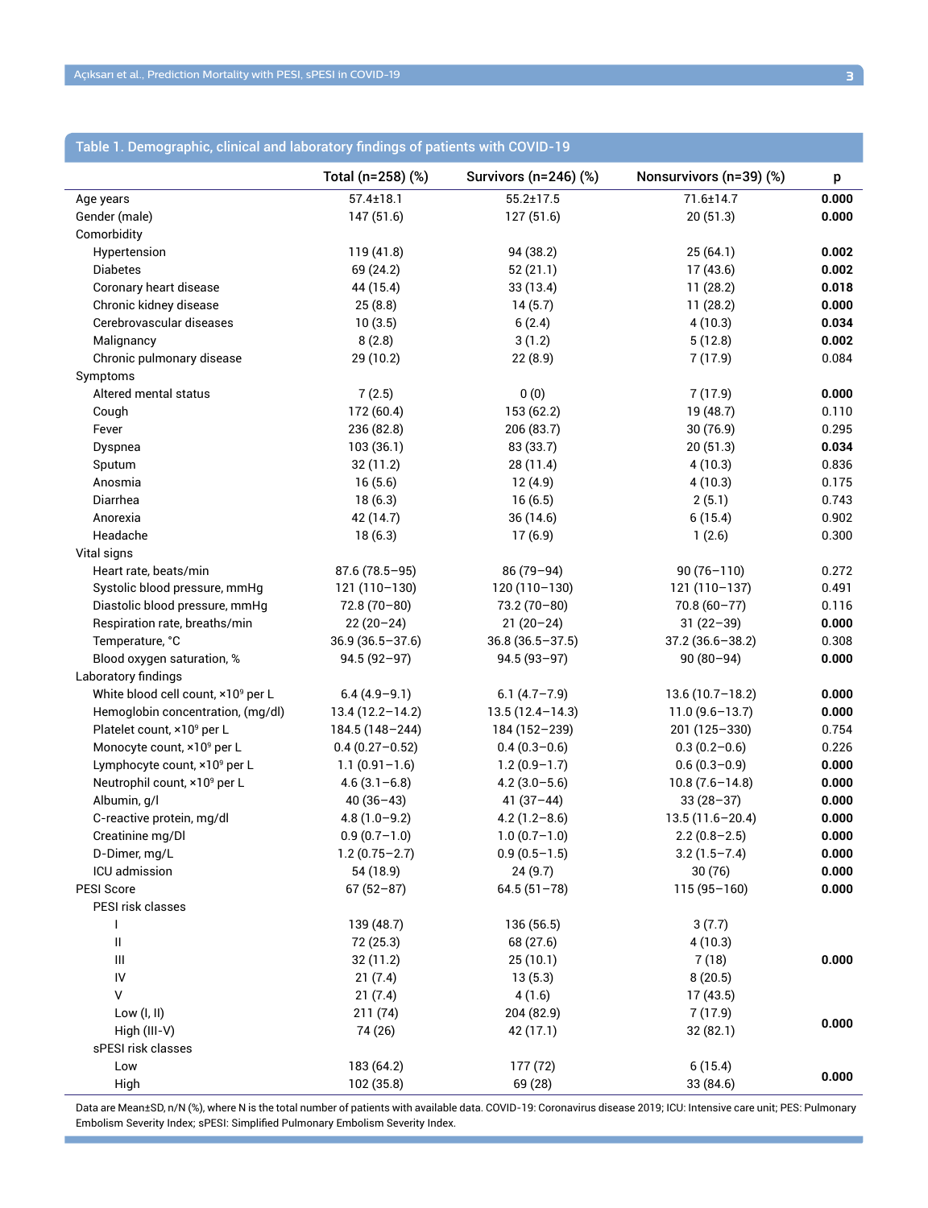**Table 1. Demographic, clinical and laboratory findings of patients with COVID-19**

| | Total (n=258) (%) | Survivors (n=246) (%) | Nonsurvivors (n=39) (%) | p |
|---|---|---|---|---|
| Age years | 57.4±18.1 | 55.2±17.5 | 71.6±14.7 | **0.000** |
| Gender (male) | 147 (51.6) | 127 (51.6) | 20 (51.3) | **0.000** |
| Comorbidity | | | | |
| Hypertension | 119 (41.8) | 94 (38.2) | 25 (64.1) | **0.002** |
| Diabetes | 69 (24.2) | 52 (21.1) | 17 (43.6) | **0.002** |
| Coronary heart disease | 44 (15.4) | 33 (13.4) | 11 (28.2) | **0.018** |
| Chronic kidney disease | 25 (8.8) | 14 (5.7) | 11 (28.2) | **0.000** |
| Cerebrovascular diseases | 10 (3.5) | 6 (2.4) | 4 (10.3) | **0.034** |
| Malignancy | 8 (2.8) | 3 (1.2) | 5 (12.8) | **0.002** |
| Chronic pulmonary disease | 29 (10.2) | 22 (8.9) | 7 (17.9) | 0.084 |
| Symptoms | | | | |
| Altered mental status | 7 (2.5) | 0 (0) | 7 (17.9) | **0.000** |
| Cough | 172 (60.4) | 153 (62.2) | 19 (48.7) | 0.110 |
| Fever | 236 (82.8) | 206 (83.7) | 30 (76.9) | 0.295 |
| Dyspnea | 103 (36.1) | 83 (33.7) | 20 (51.3) | **0.034** |
| Sputum | 32 (11.2) | 28 (11.4) | 4 (10.3) | 0.836 |
| Anosmia | 16 (5.6) | 12 (4.9) | 4 (10.3) | 0.175 |
| Diarrhea | 18 (6.3) | 16 (6.5) | 2 (5.1) | 0.743 |
| Anorexia | 42 (14.7) | 36 (14.6) | 6 (15.4) | 0.902 |
| Headache | 18 (6.3) | 17 (6.9) | 1 (2.6) | 0.300 |
| Vital signs | | | | |
| Heart rate, beats/min | 87.6 (78.5–95) | 86 (79–94) | 90 (76–110) | 0.272 |
| Systolic blood pressure, mmHg | 121 (110–130) | 120 (110–130) | 121 (110–137) | 0.491 |
| Diastolic blood pressure, mmHg | 72.8 (70–80) | 73.2 (70–80) | 70.8 (60–77) | 0.116 |
| Respiration rate, breaths/min | 22 (20–24) | 21 (20–24) | 31 (22–39) | **0.000** |
| Temperature, °C | 36.9 (36.5–37.6) | 36.8 (36.5–37.5) | 37.2 (36.6–38.2) | 0.308 |
| Blood oxygen saturation, % | 94.5 (92–97) | 94.5 (93–97) | 90 (80–94) | **0.000** |
| Laboratory findings | | | | |
| White blood cell count, ×10⁹ per L | 6.4 (4.9–9.1) | 6.1 (4.7–7.9) | 13.6 (10.7–18.2) | **0.000** |
| Hemoglobin concentration, (mg/dl) | 13.4 (12.2–14.2) | 13.5 (12.4–14.3) | 11.0 (9.6–13.7) | **0.000** |
| Platelet count, ×10⁹ per L | 184.5 (148–244) | 184 (152–239) | 201 (125–330) | 0.754 |
| Monocyte count, ×10⁹ per L | 0.4 (0.27–0.52) | 0.4 (0.3–0.6) | 0.3 (0.2–0.6) | 0.226 |
| Lymphocyte count, ×10⁹ per L | 1.1 (0.91–1.6) | 1.2 (0.9–1.7) | 0.6 (0.3–0.9) | **0.000** |
| Neutrophil count, ×10⁹ per L | 4.6 (3.1–6.8) | 4.2 (3.0–5.6) | 10.8 (7.6–14.8) | **0.000** |
| Albumin, g/l | 40 (36–43) | 41 (37–44) | 33 (28–37) | **0.000** |
| C-reactive protein, mg/dl | 4.8 (1.0–9.2) | 4.2 (1.2–8.6) | 13.5 (11.6–20.4) | **0.000** |
| Creatinine mg/Dl | 0.9 (0.7–1.0) | 1.0 (0.7–1.0) | 2.2 (0.8–2.5) | **0.000** |
| D-Dimer, mg/L | 1.2 (0.75–2.7) | 0.9 (0.5–1.5) | 3.2 (1.5–7.4) | **0.000** |
| ICU admission | 54 (18.9) | 24 (9.7) | 30 (76) | **0.000** |
| PESI Score | 67 (52–87) | 64.5 (51–78) | 115 (95–160) | **0.000** |
| PESI risk classes | | | | |
| I | 139 (48.7) | 136 (56.5) | 3 (7.7) | |
| II | 72 (25.3) | 68 (27.6) | 4 (10.3) | |
| III | 32 (11.2) | 25 (10.1) | 7 (18) | **0.000** |
| IV | 21 (7.4) | 13 (5.3) | 8 (20.5) | |
| V | 21 (7.4) | 4 (1.6) | 17 (43.5) | |
| Low (I, II) | 211 (74) | 204 (82.9) | 7 (17.9) | **0.000** |
| High (III-V) | 74 (26) | 42 (17.1) | 32 (82.1) | |
| sPESI risk classes | | | | |
| Low | 183 (64.2) | 177 (72) | 6 (15.4) | **0.000** |
| High | 102 (35.8) | 69 (28) | 33 (84.6) | |

Data are Mean±SD, n/N (%), where N is the total number of patients with available data. COVID-19: Coronavirus disease 2019; ICU: Intensive care unit; PES: Pulmonary Embolism Severity Index; sPESI: Simplified Pulmonary Embolism Severity Index.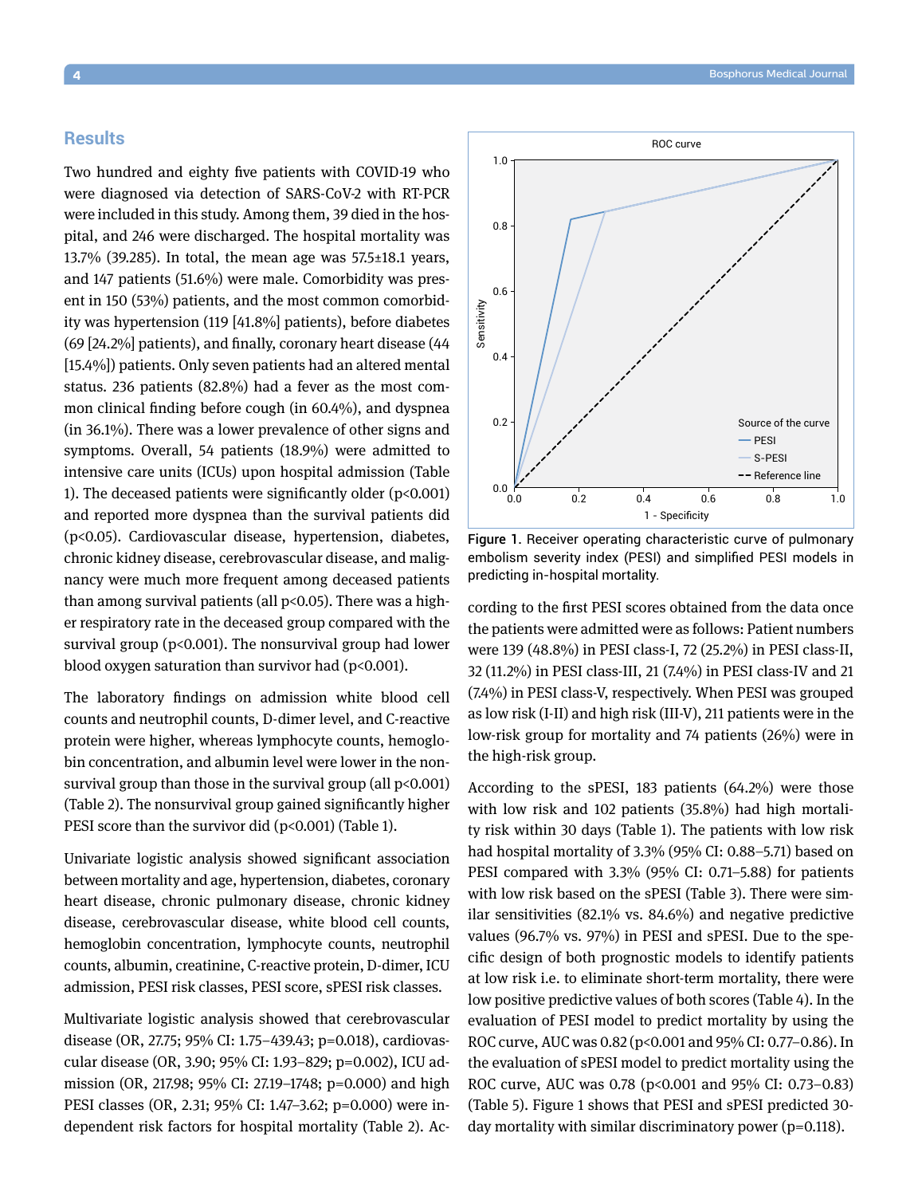## Results

Two hundred and eighty five patients with COVID-19 who were diagnosed via detection of SARS-CoV-2 with RT-PCR were included in this study. Among them, 39 died in the hospital, and 246 were discharged. The hospital mortality was 13.7% (39.285). In total, the mean age was 57.5±18.1 years, and 147 patients (51.6%) were male. Comorbidity was present in 150 (53%) patients, and the most common comorbidity was hypertension (119 [41.8%] patients), before diabetes (69 [24.2%] patients), and finally, coronary heart disease (44 [15.4%]) patients. Only seven patients had an altered mental status. 236 patients (82.8%) had a fever as the most common clinical finding before cough (in 60.4%), and dyspnea (in 36.1%). There was a lower prevalence of other signs and symptoms. Overall, 54 patients (18.9%) were admitted to intensive care units (ICUs) upon hospital admission (Table 1). The deceased patients were significantly older (p<0.001) and reported more dyspnea than the survival patients did (p<0.05). Cardiovascular disease, hypertension, diabetes, chronic kidney disease, cerebrovascular disease, and malignancy were much more frequent among deceased patients than among survival patients (all p<0.05). There was a higher respiratory rate in the deceased group compared with the survival group (p<0.001). The nonsurvival group had lower blood oxygen saturation than survivor had (p<0.001).

The laboratory findings on admission white blood cell counts and neutrophil counts, D-dimer level, and C-reactive protein were higher, whereas lymphocyte counts, hemoglobin concentration, and albumin level were lower in the nonsurvival group than those in the survival group (all p<0.001) (Table 2). The nonsurvival group gained significantly higher PESI score than the survivor did (p<0.001) (Table 1).

Univariate logistic analysis showed significant association between mortality and age, hypertension, diabetes, coronary heart disease, chronic pulmonary disease, chronic kidney disease, cerebrovascular disease, white blood cell counts, hemoglobin concentration, lymphocyte counts, neutrophil counts, albumin, creatinine, C-reactive protein, D-dimer, ICU admission, PESI risk classes, PESI score, sPESI risk classes.

Multivariate logistic analysis showed that cerebrovascular disease (OR, 27.75; 95% CI: 1.75–439.43; p=0.018), cardiovascular disease (OR, 3.90; 95% CI: 1.93–829; p=0.002), ICU admission (OR, 217.98; 95% CI: 27.19–1748; p=0.000) and high PESI classes (OR, 2.31; 95% CI: 1.47–3.62; p=0.000) were independent risk factors for hospital mortality (Table 2). According to the first PESI scores obtained from the data once the patients were admitted were as follows: Patient numbers were 139 (48.8%) in PESI class-I, 72 (25.2%) in PESI class-II, 32 (11.2%) in PESI class-III, 21 (7.4%) in PESI class-IV and 21 (7.4%) in PESI class-V, respectively. When PESI was grouped as low risk (I-II) and high risk (III-V), 211 patients were in the low-risk group for mortality and 74 patients (26%) were in the high-risk group.

Figure 1. Receiver operating characteristic curve of pulmonary embolism severity index (PESI) and simplified PESI models in predicting in-hospital mortality.

According to the sPESI, 183 patients (64.2%) were those with low risk and 102 patients (35.8%) had high mortality risk within 30 days (Table 1). The patients with low risk had hospital mortality of 3.3% (95% CI: 0.88–5.71) based on PESI compared with 3.3% (95% CI: 0.71–5.88) for patients with low risk based on the sPESI (Table 3). There were similar sensitivities (82.1% vs. 84.6%) and negative predictive values (96.7% vs. 97%) in PESI and sPESI. Due to the specific design of both prognostic models to identify patients at low risk i.e. to eliminate short-term mortality, there were low positive predictive values of both scores (Table 4). In the evaluation of PESI model to predict mortality by using the ROC curve, AUC was 0.82 (p<0.001 and 95% CI: 0.77–0.86). In the evaluation of sPESI model to predict mortality using the ROC curve, AUC was 0.78 (p<0.001 and 95% CI: 0.73–0.83) (Table 5). Figure 1 shows that PESI and sPESI predicted 30-day mortality with similar discriminatory power (p=0.118).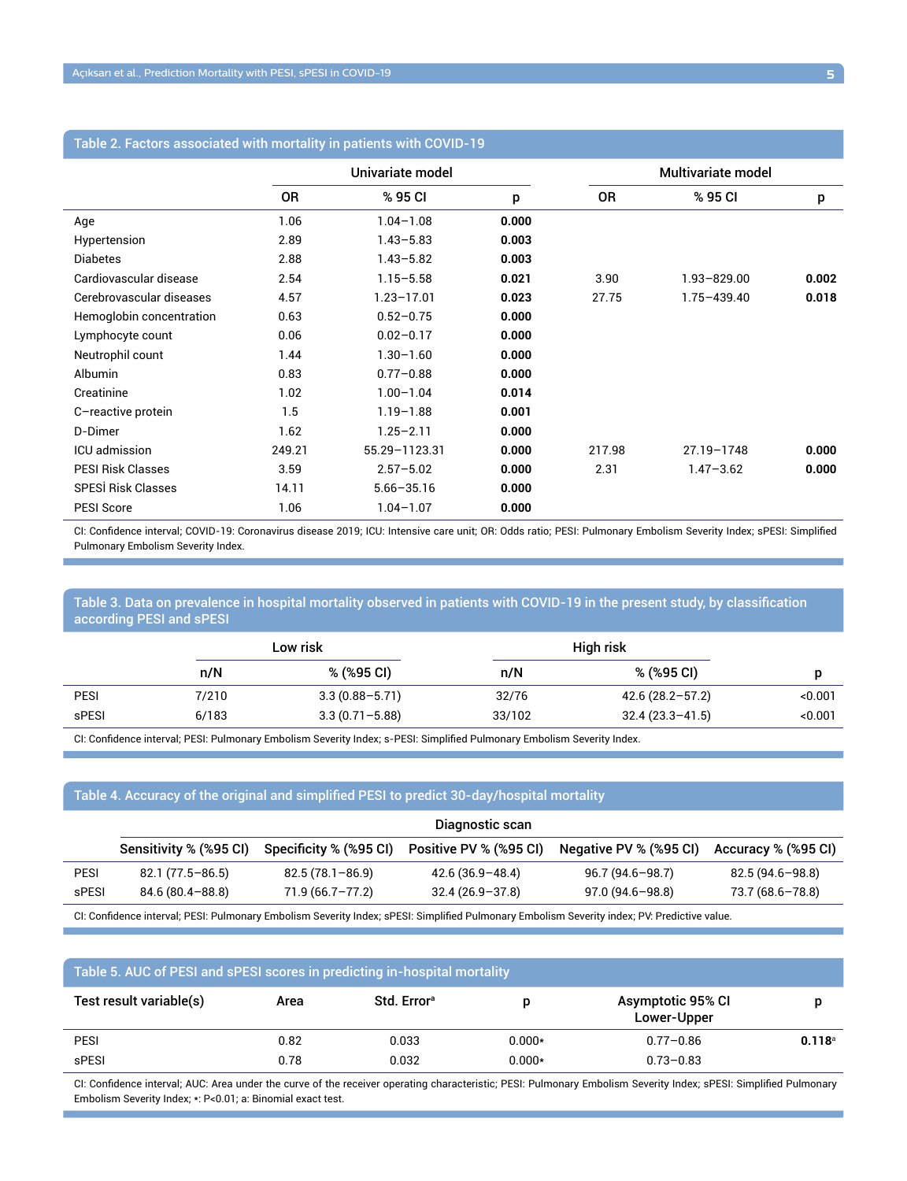**Table 2. Factors associated with mortality in patients with COVID-19**

| | Univariate model | | | Multivariate model | | |
|---|---|---|---|---|---|---|
| | OR | % 95 CI | p | OR | % 95 CI | p |
| Age | 1.06 | 1.04–1.08 | **0.000** | | | |
| Hypertension | 2.89 | 1.43–5.83 | **0.003** | | | |
| Diabetes | 2.88 | 1.43–5.82 | **0.003** | | | |
| Cardiovascular disease | 2.54 | 1.15–5.58 | **0.021** | 3.90 | 1.93–829.00 | **0.002** |
| Cerebrovascular diseases | 4.57 | 1.23–17.01 | **0.023** | 27.75 | 1.75–439.40 | **0.018** |
| Hemoglobin concentration | 0.63 | 0.52–0.75 | **0.000** | | | |
| Lymphocyte count | 0.06 | 0.02–0.17 | **0.000** | | | |
| Neutrophil count | 1.44 | 1.30–1.60 | **0.000** | | | |
| Albumin | 0.83 | 0.77–0.88 | **0.000** | | | |
| Creatinine | 1.02 | 1.00–1.04 | **0.014** | | | |
| C–reactive protein | 1.5 | 1.19–1.88 | **0.001** | | | |
| D-Dimer | 1.62 | 1.25–2.11 | **0.000** | | | |
| ICU admission | 249.21 | 55.29–1123.31 | **0.000** | 217.98 | 27.19–1748 | **0.000** |
| PESI Risk Classes | 3.59 | 2.57–5.02 | **0.000** | 2.31 | 1.47–3.62 | **0.000** |
| SPESİ Risk Classes | 14.11 | 5.66–35.16 | **0.000** | | | |
| PESI Score | 1.06 | 1.04–1.07 | **0.000** | | | |

CI: Confidence interval; COVID-19: Coronavirus disease 2019; ICU: Intensive care unit; OR: Odds ratio; PESI: Pulmonary Embolism Severity Index; sPESI: Simplified Pulmonary Embolism Severity Index.

**Table 3. Data on prevalence in hospital mortality observed in patients with COVID-19 in the present study, by classification according PESI and sPESI**

| | Low risk | | High risk | | |
|---|---|---|---|---|---|
| | n/N | % (%95 CI) | n/N | % (%95 CI) | p |
| PESI | 7/210 | 3.3 (0.88–5.71) | 32/76 | 42.6 (28.2–57.2) | <0.001 |
| sPESI | 6/183 | 3.3 (0.71–5.88) | 33/102 | 32.4 (23.3–41.5) | <0.001 |

CI: Confidence interval; PESI: Pulmonary Embolism Severity Index; s-PESI: Simplified Pulmonary Embolism Severity Index.

**Table 4. Accuracy of the original and simplified PESI to predict 30-day/hospital mortality**

| | Diagnostic scan | | | | |
|---|---|---|---|---|---|
| | Sensitivity % (%95 CI) | Specificity % (%95 CI) | Positive PV % (%95 CI) | Negative PV % (%95 CI) | Accuracy % (%95 CI) |
| PESI | 82.1 (77.5–86.5) | 82.5 (78.1–86.9) | 42.6 (36.9–48.4) | 96.7 (94.6–98.7) | 82.5 (94.6–98.8) |
| sPESI | 84.6 (80.4–88.8) | 71.9 (66.7–77.2) | 32.4 (26.9–37.8) | 97.0 (94.6–98.8) | 73.7 (68.6–78.8) |

CI: Confidence interval; PESI: Pulmonary Embolism Severity Index; sPESI: Simplified Pulmonary Embolism Severity index; PV: Predictive value.

**Table 5. AUC of PESI and sPESI scores in predicting in-hospital mortality**

| Test result variable(s) | Area | Std. Error[a] | p | Asymptotic 95% CI Lower-Upper | p |
|---|---|---|---|---|---|
| PESI | 0.82 | 0.033 | 0.000* | 0.77–0.86 | **0.118**[a] |
| sPESI | 0.78 | 0.032 | 0.000* | 0.73–0.83 | |

CI: Confidence interval; AUC: Area under the curve of the receiver operating characteristic; PESI: Pulmonary Embolism Severity Index; sPESI: Simplified Pulmonary Embolism Severity Index; *: P<0.01; a: Binomial exact test.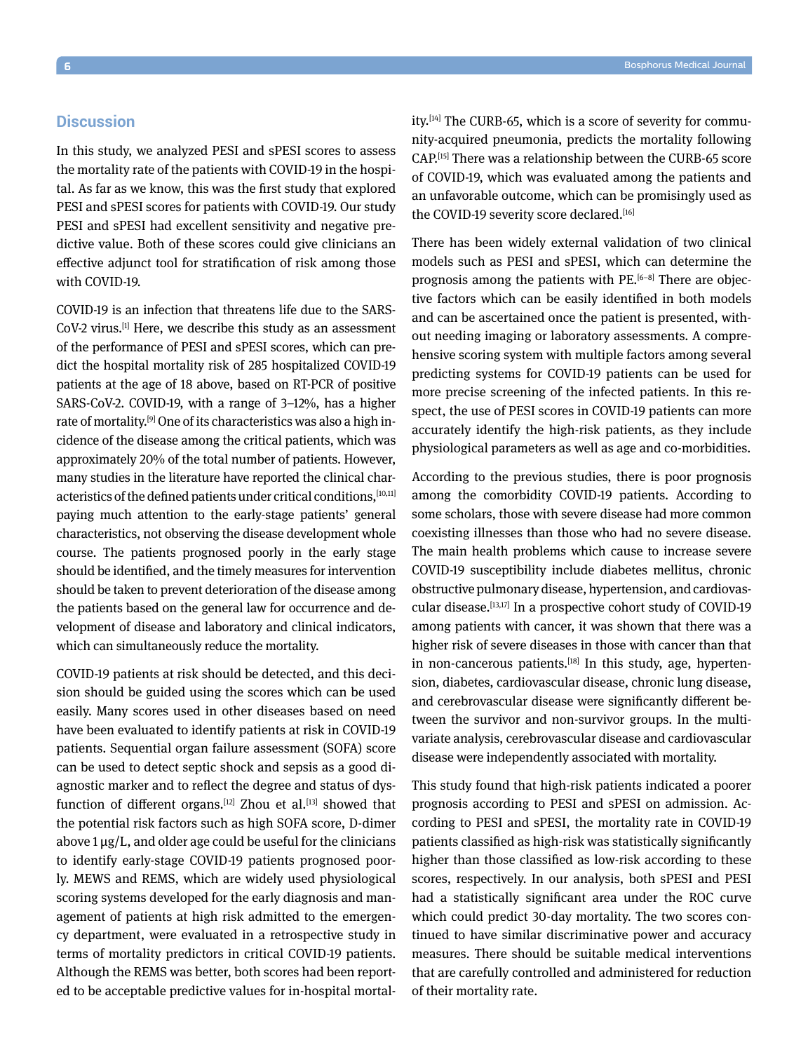## Discussion

In this study, we analyzed PESI and sPESI scores to assess the mortality rate of the patients with COVID-19 in the hospital. As far as we know, this was the first study that explored PESI and sPESI scores for patients with COVID-19. Our study PESI and sPESI had excellent sensitivity and negative predictive value. Both of these scores could give clinicians an effective adjunct tool for stratification of risk among those with COVID-19.

COVID-19 is an infection that threatens life due to the SARS-CoV-2 virus.[1] Here, we describe this study as an assessment of the performance of PESI and sPESI scores, which can predict the hospital mortality risk of 285 hospitalized COVID-19 patients at the age of 18 above, based on RT-PCR of positive SARS-CoV-2. COVID-19, with a range of 3–12%, has a higher rate of mortality.[9] One of its characteristics was also a high incidence of the disease among the critical patients, which was approximately 20% of the total number of patients. However, many studies in the literature have reported the clinical characteristics of the defined patients under critical conditions,[10,11] paying much attention to the early-stage patients' general characteristics, not observing the disease development whole course. The patients prognosed poorly in the early stage should be identified, and the timely measures for intervention should be taken to prevent deterioration of the disease among the patients based on the general law for occurrence and development of disease and laboratory and clinical indicators, which can simultaneously reduce the mortality.

COVID-19 patients at risk should be detected, and this decision should be guided using the scores which can be used easily. Many scores used in other diseases based on need have been evaluated to identify patients at risk in COVID-19 patients. Sequential organ failure assessment (SOFA) score can be used to detect septic shock and sepsis as a good diagnostic marker and to reflect the degree and status of dysfunction of different organs.[12] Zhou et al.[13] showed that the potential risk factors such as high SOFA score, D-dimer above 1 μg/L, and older age could be useful for the clinicians to identify early-stage COVID-19 patients prognosed poorly. MEWS and REMS, which are widely used physiological scoring systems developed for the early diagnosis and management of patients at high risk admitted to the emergency department, were evaluated in a retrospective study in terms of mortality predictors in critical COVID-19 patients. Although the REMS was better, both scores had been reported to be acceptable predictive values for in-hospital mortality.[14] The CURB-65, which is a score of severity for community-acquired pneumonia, predicts the mortality following CAP.[15] There was a relationship between the CURB-65 score of COVID-19, which was evaluated among the patients and an unfavorable outcome, which can be promisingly used as the COVID-19 severity score declared.[16]

There has been widely external validation of two clinical models such as PESI and sPESI, which can determine the prognosis among the patients with PE.[6–8] There are objective factors which can be easily identified in both models and can be ascertained once the patient is presented, without needing imaging or laboratory assessments. A comprehensive scoring system with multiple factors among several predicting systems for COVID-19 patients can be used for more precise screening of the infected patients. In this respect, the use of PESI scores in COVID-19 patients can more accurately identify the high-risk patients, as they include physiological parameters as well as age and co-morbidities.

According to the previous studies, there is poor prognosis among the comorbidity COVID-19 patients. According to some scholars, those with severe disease had more common coexisting illnesses than those who had no severe disease. The main health problems which cause to increase severe COVID-19 susceptibility include diabetes mellitus, chronic obstructive pulmonary disease, hypertension, and cardiovascular disease.[13,17] In a prospective cohort study of COVID-19 among patients with cancer, it was shown that there was a higher risk of severe diseases in those with cancer than that in non-cancerous patients.[18] In this study, age, hypertension, diabetes, cardiovascular disease, chronic lung disease, and cerebrovascular disease were significantly different between the survivor and non-survivor groups. In the multivariate analysis, cerebrovascular disease and cardiovascular disease were independently associated with mortality.

This study found that high-risk patients indicated a poorer prognosis according to PESI and sPESI on admission. According to PESI and sPESI, the mortality rate in COVID-19 patients classified as high-risk was statistically significantly higher than those classified as low-risk according to these scores, respectively. In our analysis, both sPESI and PESI had a statistically significant area under the ROC curve which could predict 30-day mortality. The two scores continued to have similar discriminative power and accuracy measures. There should be suitable medical interventions that are carefully controlled and administered for reduction of their mortality rate.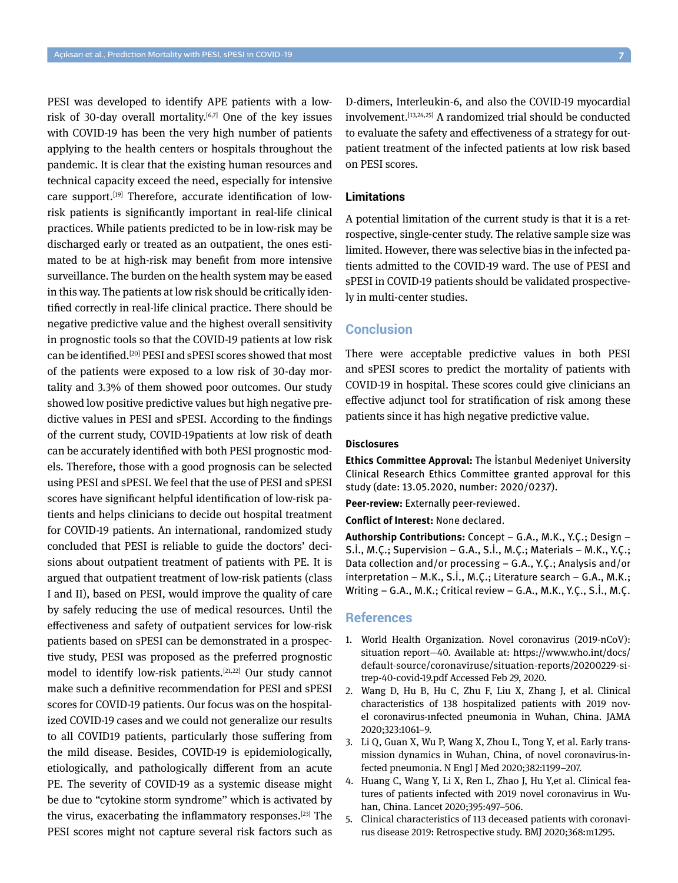PESI was developed to identify APE patients with a low-risk of 30-day overall mortality.[6,7] One of the key issues with COVID-19 has been the very high number of patients applying to the health centers or hospitals throughout the pandemic. It is clear that the existing human resources and technical capacity exceed the need, especially for intensive care support.[19] Therefore, accurate identification of low-risk patients is significantly important in real-life clinical practices. While patients predicted to be in low-risk may be discharged early or treated as an outpatient, the ones estimated to be at high-risk may benefit from more intensive surveillance. The burden on the health system may be eased in this way. The patients at low risk should be critically identified correctly in real-life clinical practice. There should be negative predictive value and the highest overall sensitivity in prognostic tools so that the COVID-19 patients at low risk can be identified.[20] PESI and sPESI scores showed that most of the patients were exposed to a low risk of 30-day mortality and 3.3% of them showed poor outcomes. Our study showed low positive predictive values but high negative predictive values in PESI and sPESI. According to the findings of the current study, COVID-19patients at low risk of death can be accurately identified with both PESI prognostic models. Therefore, those with a good prognosis can be selected using PESI and sPESI. We feel that the use of PESI and sPESI scores have significant helpful identification of low-risk patients and helps clinicians to decide out hospital treatment for COVID-19 patients. An international, randomized study concluded that PESI is reliable to guide the doctors' decisions about outpatient treatment of patients with PE. It is argued that outpatient treatment of low-risk patients (class I and II), based on PESI, would improve the quality of care by safely reducing the use of medical resources. Until the effectiveness and safety of outpatient services for low-risk patients based on sPESI can be demonstrated in a prospective study, PESI was proposed as the preferred prognostic model to identify low-risk patients.[21,22] Our study cannot make such a definitive recommendation for PESI and sPESI scores for COVID-19 patients. Our focus was on the hospitalized COVID-19 cases and we could not generalize our results to all COVID19 patients, particularly those suffering from the mild disease. Besides, COVID-19 is epidemiologically, etiologically, and pathologically different from an acute PE. The severity of COVID-19 as a systemic disease might be due to "cytokine storm syndrome" which is activated by the virus, exacerbating the inflammatory responses.[23] The PESI scores might not capture several risk factors such as D-dimers, Interleukin-6, and also the COVID-19 myocardial involvement.[13,24,25] A randomized trial should be conducted to evaluate the safety and effectiveness of a strategy for outpatient treatment of the infected patients at low risk based on PESI scores.

### Limitations

A potential limitation of the current study is that it is a retrospective, single-center study. The relative sample size was limited. However, there was selective bias in the infected patients admitted to the COVID-19 ward. The use of PESI and sPESI in COVID-19 patients should be validated prospectively in multi-center studies.

## Conclusion

There were acceptable predictive values in both PESI and sPESI scores to predict the mortality of patients with COVID-19 in hospital. These scores could give clinicians an effective adjunct tool for stratification of risk among these patients since it has high negative predictive value.

### Disclosures

**Ethics Committee Approval:** The İstanbul Medeniyet University Clinical Research Ethics Committee granted approval for this study (date: 13.05.2020, number: 2020/0237).

**Peer-review:** Externally peer-reviewed.

**Conflict of Interest:** None declared.

**Authorship Contributions:** Concept – G.A., M.K., Y.Ç.; Design – S.İ., M.Ç.; Supervision – G.A., S.İ., M.Ç.; Materials – M.K., Y.Ç.; Data collection and/or processing – G.A., Y.Ç.; Analysis and/or interpretation – M.K., S.İ., M.Ç.; Literature search – G.A., M.K.; Writing – G.A., M.K.; Critical review – G.A., M.K., Y.Ç., S.İ., M.Ç.

## References

1. World Health Organization. Novel coronavirus (2019-nCoV): situation report—40. Available at: https://www.who.int/docs/default-source/coronaviruse/situation-reports/20200229-sitrep-40-covid-19.pdf Accessed Feb 29, 2020.
2. Wang D, Hu B, Hu C, Zhu F, Liu X, Zhang J, et al. Clinical characteristics of 138 hospitalized patients with 2019 novel coronavirus-ınfected pneumonia in Wuhan, China. JAMA 2020;323:1061–9.
3. Li Q, Guan X, Wu P, Wang X, Zhou L, Tong Y, et al. Early transmission dynamics in Wuhan, China, of novel coronavirus-infected pneumonia. N Engl J Med 2020;382:1199–207.
4. Huang C, Wang Y, Li X, Ren L, Zhao J, Hu Y,et al. Clinical features of patients infected with 2019 novel coronavirus in Wuhan, China. Lancet 2020;395:497–506.
5. Clinical characteristics of 113 deceased patients with coronavirus disease 2019: Retrospective study. BMJ 2020;368:m1295.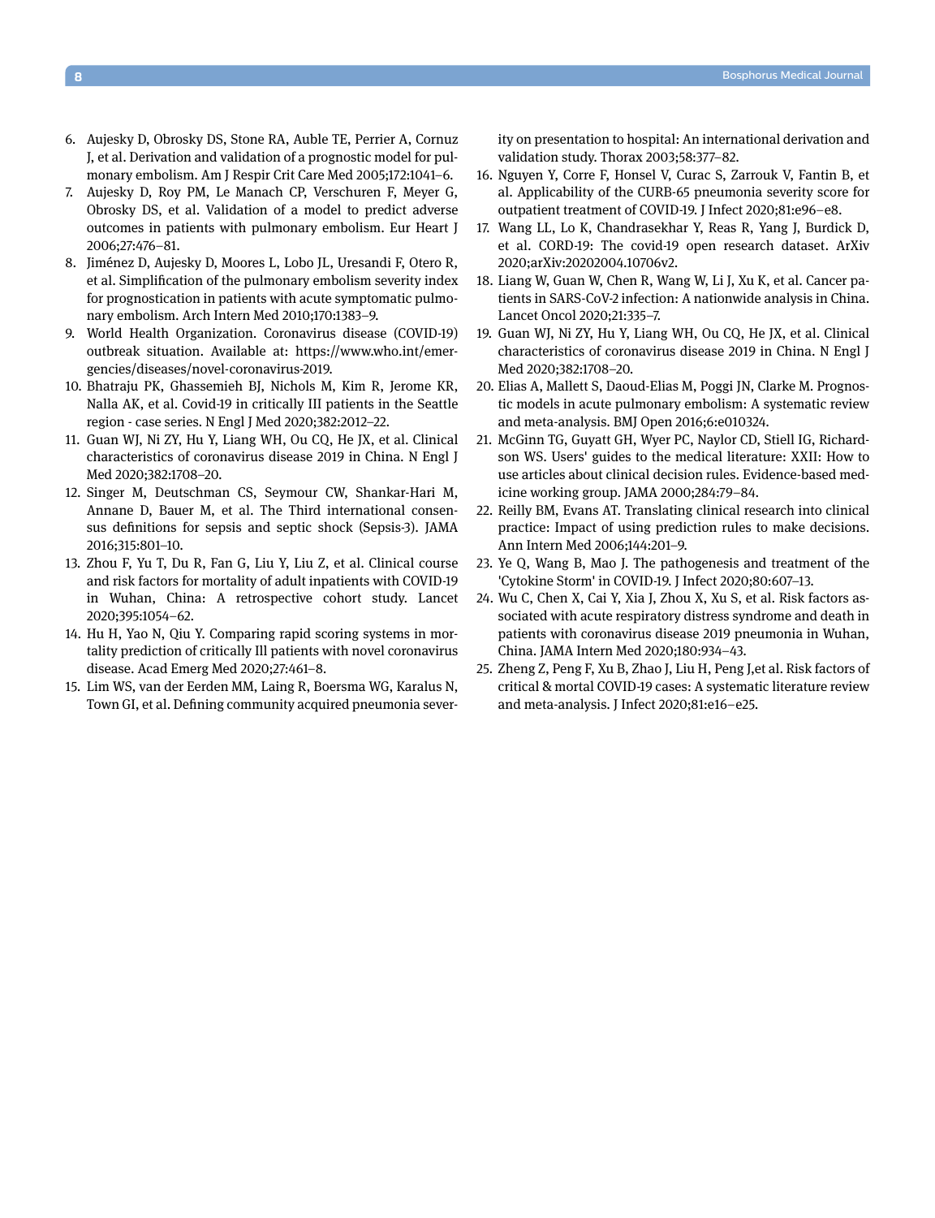6. Aujesky D, Obrosky DS, Stone RA, Auble TE, Perrier A, Cornuz J, et al. Derivation and validation of a prognostic model for pulmonary embolism. Am J Respir Crit Care Med 2005;172:1041–6.
7. Aujesky D, Roy PM, Le Manach CP, Verschuren F, Meyer G, Obrosky DS, et al. Validation of a model to predict adverse outcomes in patients with pulmonary embolism. Eur Heart J 2006;27:476–81.
8. Jiménez D, Aujesky D, Moores L, Lobo JL, Uresandi F, Otero R, et al. Simplification of the pulmonary embolism severity index for prognostication in patients with acute symptomatic pulmonary embolism. Arch Intern Med 2010;170:1383–9.
9. World Health Organization. Coronavirus disease (COVID-19) outbreak situation. Available at: https://www.who.int/emergencies/diseases/novel-coronavirus-2019.
10. Bhatraju PK, Ghassemieh BJ, Nichols M, Kim R, Jerome KR, Nalla AK, et al. Covid-19 in critically III patients in the Seattle region - case series. N Engl J Med 2020;382:2012–22.
11. Guan WJ, Ni ZY, Hu Y, Liang WH, Ou CQ, He JX, et al. Clinical characteristics of coronavirus disease 2019 in China. N Engl J Med 2020;382:1708–20.
12. Singer M, Deutschman CS, Seymour CW, Shankar-Hari M, Annane D, Bauer M, et al. The Third international consensus definitions for sepsis and septic shock (Sepsis-3). JAMA 2016;315:801–10.
13. Zhou F, Yu T, Du R, Fan G, Liu Y, Liu Z, et al. Clinical course and risk factors for mortality of adult inpatients with COVID-19 in Wuhan, China: A retrospective cohort study. Lancet 2020;395:1054–62.
14. Hu H, Yao N, Qiu Y. Comparing rapid scoring systems in mortality prediction of critically Ill patients with novel coronavirus disease. Acad Emerg Med 2020;27:461–8.
15. Lim WS, van der Eerden MM, Laing R, Boersma WG, Karalus N, Town GI, et al. Defining community acquired pneumonia severity on presentation to hospital: An international derivation and validation study. Thorax 2003;58:377–82.
16. Nguyen Y, Corre F, Honsel V, Curac S, Zarrouk V, Fantin B, et al. Applicability of the CURB-65 pneumonia severity score for outpatient treatment of COVID-19. J Infect 2020;81:e96–e8.
17. Wang LL, Lo K, Chandrasekhar Y, Reas R, Yang J, Burdick D, et al. CORD-19: The covid-19 open research dataset. ArXiv 2020;arXiv:20202004.10706v2.
18. Liang W, Guan W, Chen R, Wang W, Li J, Xu K, et al. Cancer patients in SARS-CoV-2 infection: A nationwide analysis in China. Lancet Oncol 2020;21:335–7.
19. Guan WJ, Ni ZY, Hu Y, Liang WH, Ou CQ, He JX, et al. Clinical characteristics of coronavirus disease 2019 in China. N Engl J Med 2020;382:1708–20.
20. Elias A, Mallett S, Daoud-Elias M, Poggi JN, Clarke M. Prognostic models in acute pulmonary embolism: A systematic review and meta-analysis. BMJ Open 2016;6:e010324.
21. McGinn TG, Guyatt GH, Wyer PC, Naylor CD, Stiell IG, Richardson WS. Users' guides to the medical literature: XXII: How to use articles about clinical decision rules. Evidence-based medicine working group. JAMA 2000;284:79–84.
22. Reilly BM, Evans AT. Translating clinical research into clinical practice: Impact of using prediction rules to make decisions. Ann Intern Med 2006;144:201–9.
23. Ye Q, Wang B, Mao J. The pathogenesis and treatment of the 'Cytokine Storm' in COVID-19. J Infect 2020;80:607–13.
24. Wu C, Chen X, Cai Y, Xia J, Zhou X, Xu S, et al. Risk factors associated with acute respiratory distress syndrome and death in patients with coronavirus disease 2019 pneumonia in Wuhan, China. JAMA Intern Med 2020;180:934–43.
25. Zheng Z, Peng F, Xu B, Zhao J, Liu H, Peng J,et al. Risk factors of critical & mortal COVID-19 cases: A systematic literature review and meta-analysis. J Infect 2020;81:e16–e25.